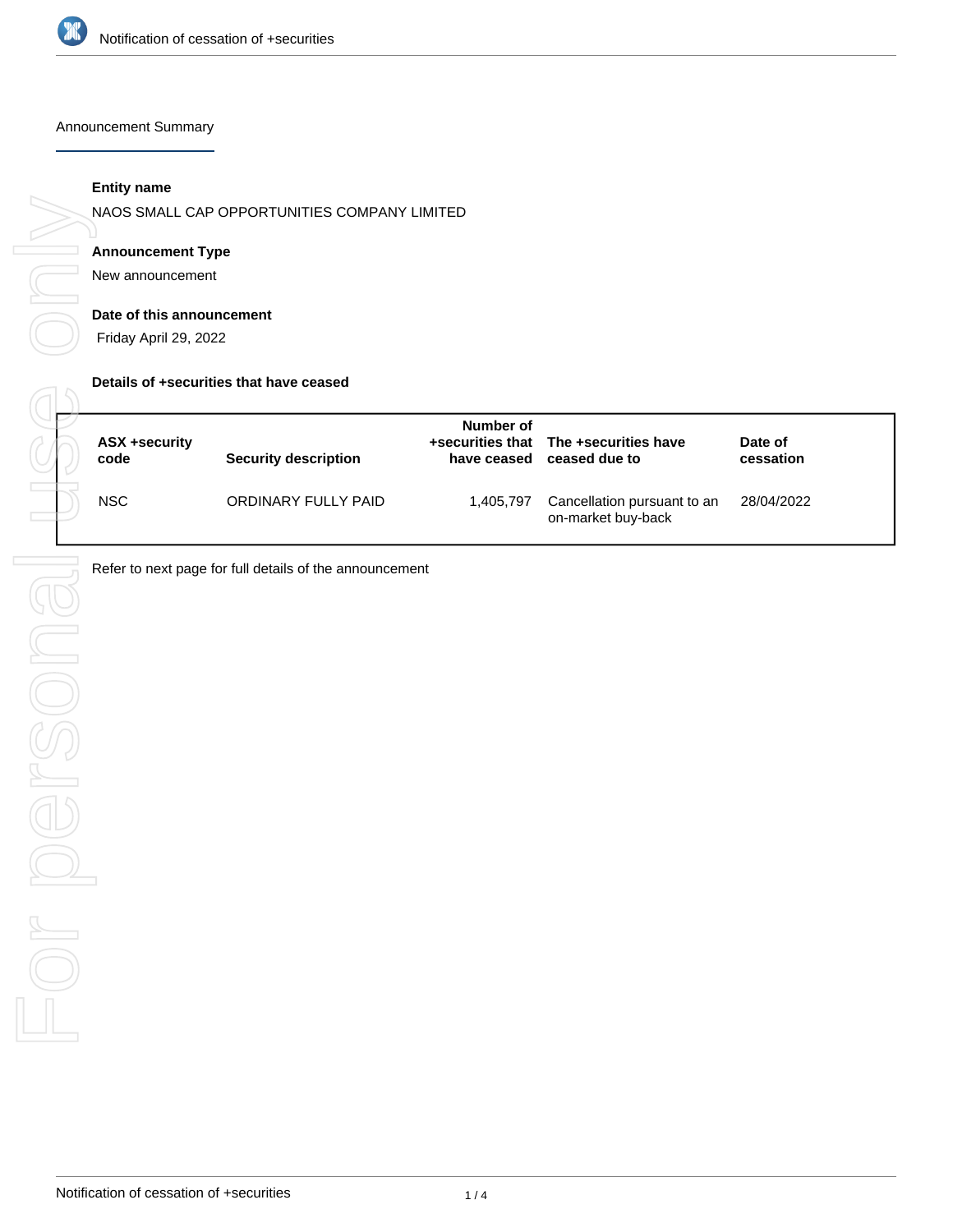# Notification of cessation of +securities

## Announcement Summary

**Entity name**

NAOS SMALL CAP OPPORTUNITIES COMPANY LIMITED

**Announcement Type**

New announcement

**Date of this announcement**

Friday April 29, 2022

**Details of +securities that have ceased**

| ASX +security code | Security description | Number of +securities that have ceased | The +securities have ceased due to | Date of cessation |
|---|---|---|---|---|
| NSC | ORDINARY FULLY PAID | 1,405,797 | Cancellation pursuant to an on-market buy-back | 28/04/2022 |

Refer to next page for full details of the announcement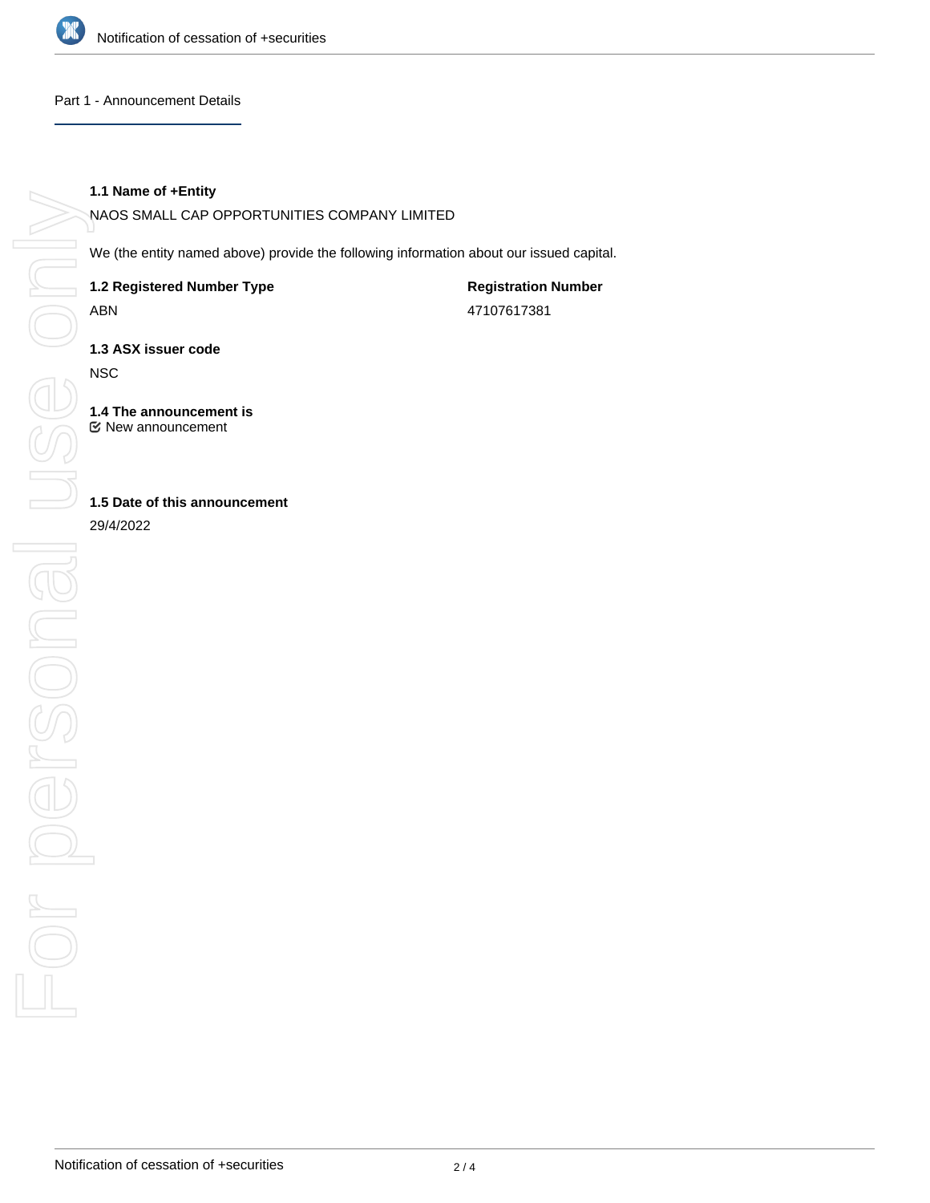## Part 1 - Announcement Details

**1.1 Name of +Entity**

NAOS SMALL CAP OPPORTUNITIES COMPANY LIMITED

We (the entity named above) provide the following information about our issued capital.

**1.2 Registered Number Type**

ABN

**Registration Number**

47107617381

**1.3 ASX issuer code**

NSC

**1.4 The announcement is**

☑ New announcement

**1.5 Date of this announcement**

29/4/2022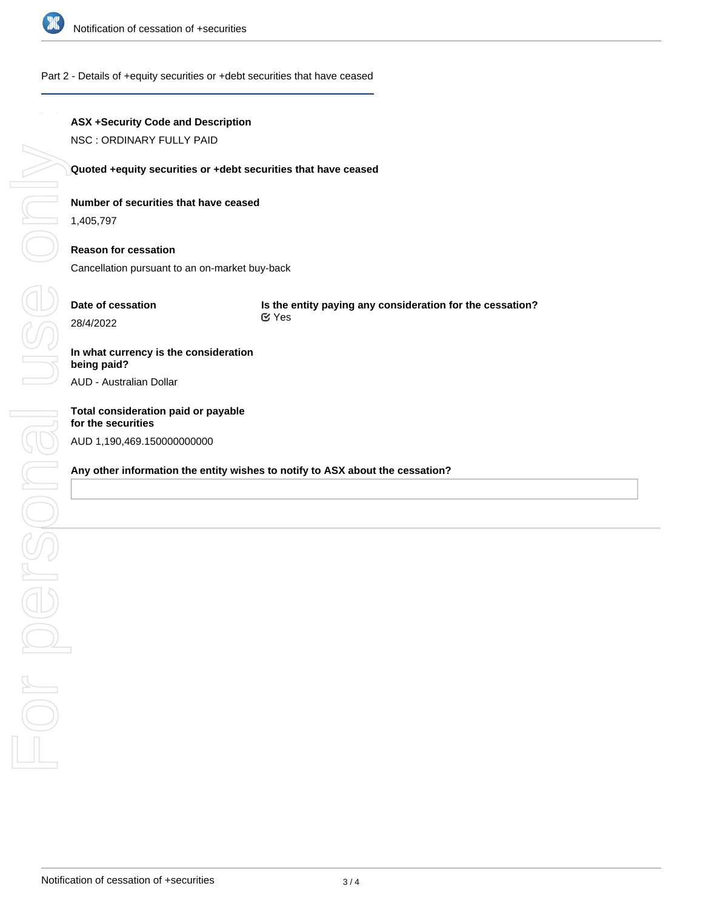## Part 2 - Details of +equity securities or +debt securities that have ceased

**ASX +Security Code and Description**

NSC : ORDINARY FULLY PAID

**Quoted +equity securities or +debt securities that have ceased**

**Number of securities that have ceased**

1,405,797

**Reason for cessation**

Cancellation pursuant to an on-market buy-back

**Date of cessation**

28/4/2022

**Is the entity paying any consideration for the cessation?**

Yes

**In what currency is the consideration being paid?**

AUD - Australian Dollar

**Total consideration paid or payable for the securities**

AUD 1,190,469.150000000000

**Any other information the entity wishes to notify to ASX about the cessation?**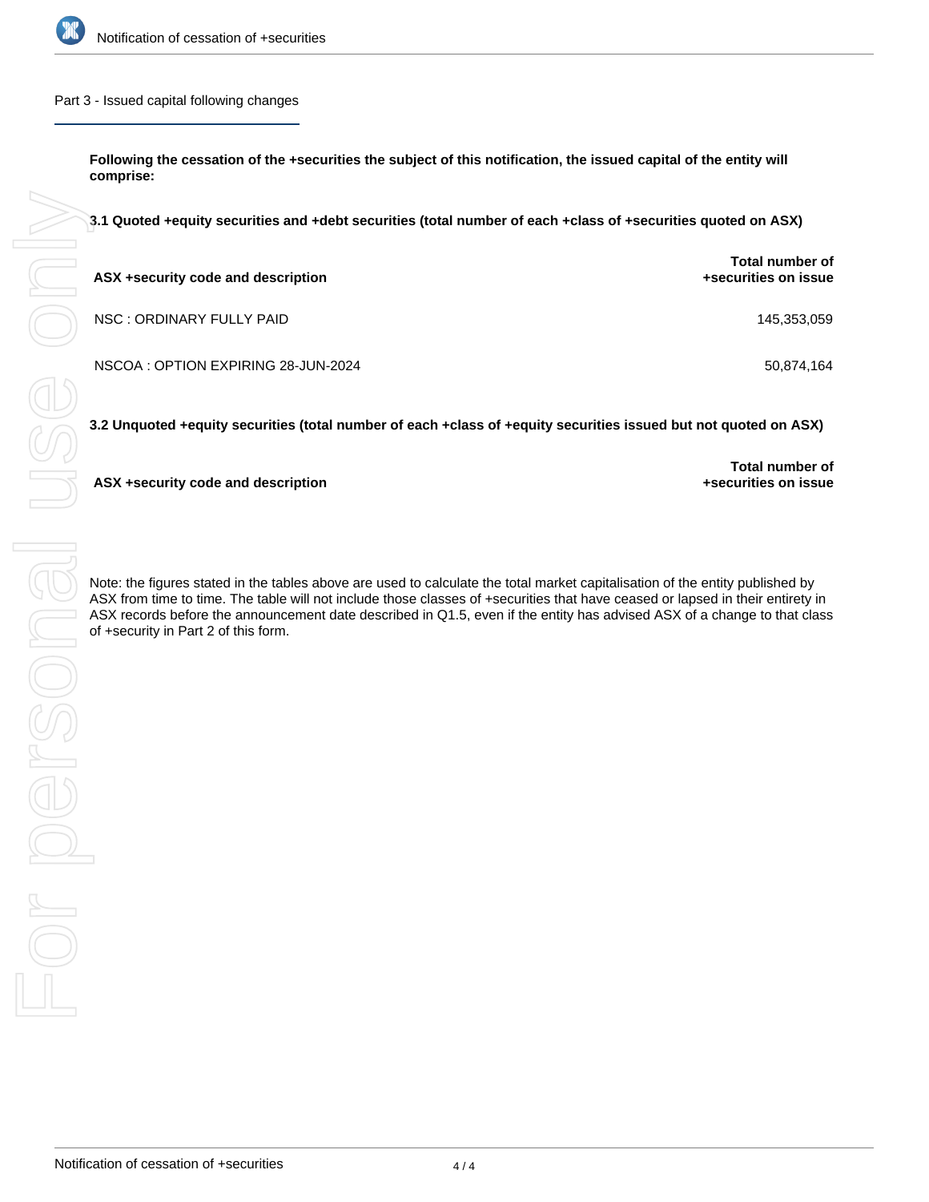## Part 3 - Issued capital following changes

**Following the cessation of the +securities the subject of this notification, the issued capital of the entity will comprise:**

**3.1 Quoted +equity securities and +debt securities (total number of each +class of +securities quoted on ASX)**

| ASX +security code and description | Total number of +securities on issue |
|---|---|
| NSC : ORDINARY FULLY PAID | 145,353,059 |
| NSCOA : OPTION EXPIRING 28-JUN-2024 | 50,874,164 |

**3.2 Unquoted +equity securities (total number of each +class of +equity securities issued but not quoted on ASX)**

| ASX +security code and description | Total number of +securities on issue |
|---|---|

Note: the figures stated in the tables above are used to calculate the total market capitalisation of the entity published by ASX from time to time. The table will not include those classes of +securities that have ceased or lapsed in their entirety in ASX records before the announcement date described in Q1.5, even if the entity has advised ASX of a change to that class of +security in Part 2 of this form.